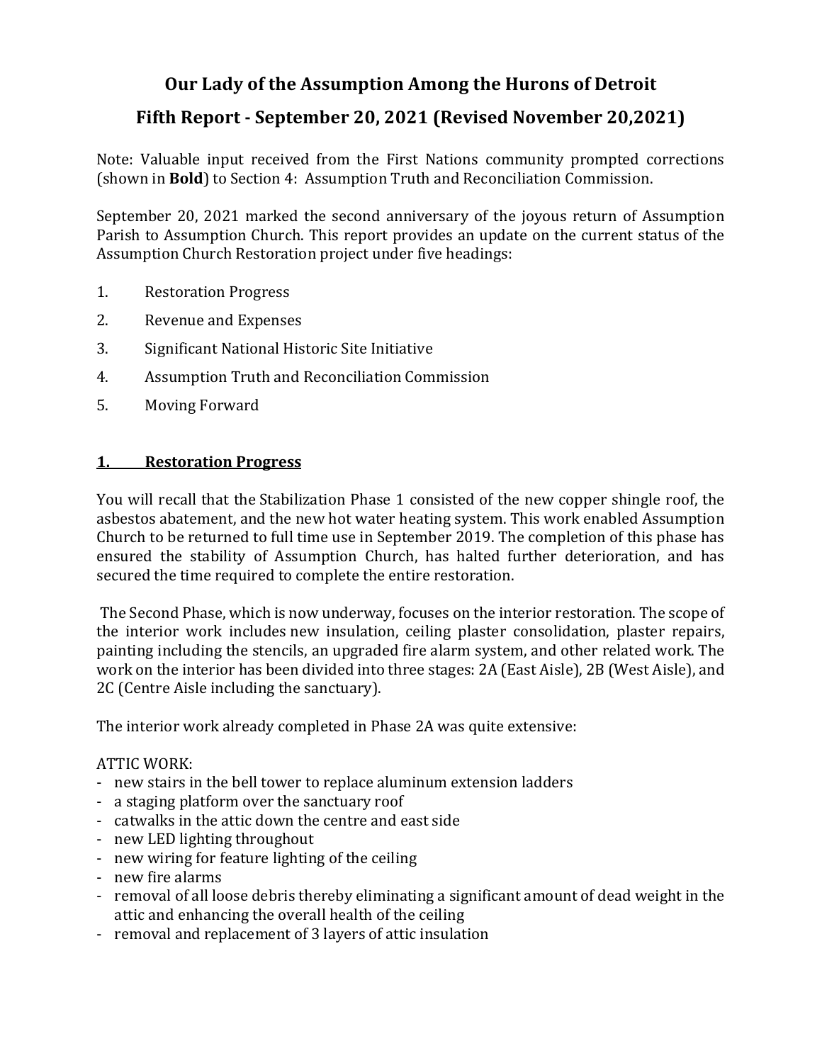# Our Lady of the Assumption Among the Hurons of Detroit

## Fifth Report - September 20, 2021 (Revised November 20,2021)

Note: Valuable input received from the First Nations community prompted corrections (shown in **Bold**) to Section 4: Assumption Truth and Reconciliation Commission.

September 20, 2021 marked the second anniversary of the joyous return of Assumption Parish to Assumption Church. This report provides an update on the current status of the Assumption Church Restoration project under five headings:

1. Restoration Progress
2. Revenue and Expenses
3. Significant National Historic Site Initiative
4. Assumption Truth and Reconciliation Commission
5. Moving Forward

## 1. Restoration Progress

You will recall that the Stabilization Phase 1 consisted of the new copper shingle roof, the asbestos abatement, and the new hot water heating system. This work enabled Assumption Church to be returned to full time use in September 2019. The completion of this phase has ensured the stability of Assumption Church, has halted further deterioration, and has secured the time required to complete the entire restoration.

The Second Phase, which is now underway, focuses on the interior restoration. The scope of the interior work includes new insulation, ceiling plaster consolidation, plaster repairs, painting including the stencils, an upgraded fire alarm system, and other related work. The work on the interior has been divided into three stages: 2A (East Aisle), 2B (West Aisle), and 2C (Centre Aisle including the sanctuary).

The interior work already completed in Phase 2A was quite extensive:

ATTIC WORK:
- new stairs in the bell tower to replace aluminum extension ladders
- a staging platform over the sanctuary roof
- catwalks in the attic down the centre and east side
- new LED lighting throughout
- new wiring for feature lighting of the ceiling
- new fire alarms
- removal of all loose debris thereby eliminating a significant amount of dead weight in the attic and enhancing the overall health of the ceiling
- removal and replacement of 3 layers of attic insulation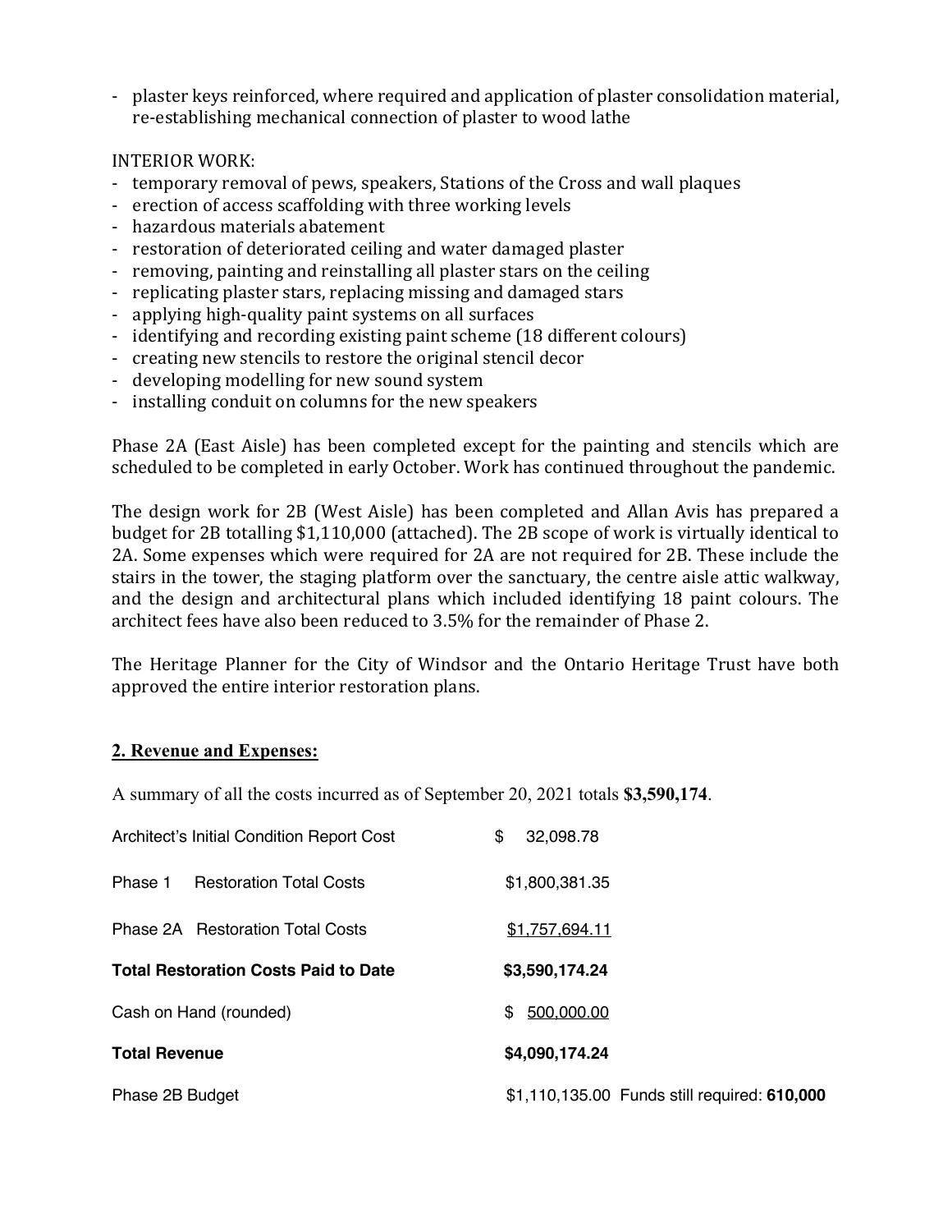- plaster keys reinforced, where required and application of plaster consolidation material, re-establishing mechanical connection of plaster to wood lathe

INTERIOR WORK:

- temporary removal of pews, speakers, Stations of the Cross and wall plaques
- erection of access scaffolding with three working levels
- hazardous materials abatement
- restoration of deteriorated ceiling and water damaged plaster
- removing, painting and reinstalling all plaster stars on the ceiling
- replicating plaster stars, replacing missing and damaged stars
- applying high-quality paint systems on all surfaces
- identifying and recording existing paint scheme (18 different colours)
- creating new stencils to restore the original stencil decor
- developing modelling for new sound system
- installing conduit on columns for the new speakers

Phase 2A (East Aisle) has been completed except for the painting and stencils which are scheduled to be completed in early October. Work has continued throughout the pandemic.

The design work for 2B (West Aisle) has been completed and Allan Avis has prepared a budget for 2B totalling $1,110,000 (attached). The 2B scope of work is virtually identical to 2A. Some expenses which were required for 2A are not required for 2B. These include the stairs in the tower, the staging platform over the sanctuary, the centre aisle attic walkway, and the design and architectural plans which included identifying 18 paint colours. The architect fees have also been reduced to 3.5% for the remainder of Phase 2.

The Heritage Planner for the City of Windsor and the Ontario Heritage Trust have both approved the entire interior restoration plans.

## 2. Revenue and Expenses:

A summary of all the costs incurred as of September 20, 2021 totals **$3,590,174**.

| | | |
|---|---|---|
| Architect's Initial Condition Report Cost | $ 32,098.78 | |
| Phase 1 Restoration Total Costs | $1,800,381.35 | |
| Phase 2A Restoration Total Costs | $1,757,694.11 | |
| **Total Restoration Costs Paid to Date** | **$3,590,174.24** | |
| Cash on Hand (rounded) | $ 500,000.00 | |
| **Total Revenue** | **$4,090,174.24** | |
| Phase 2B Budget | $1,110,135.00 | Funds still required: **610,000** |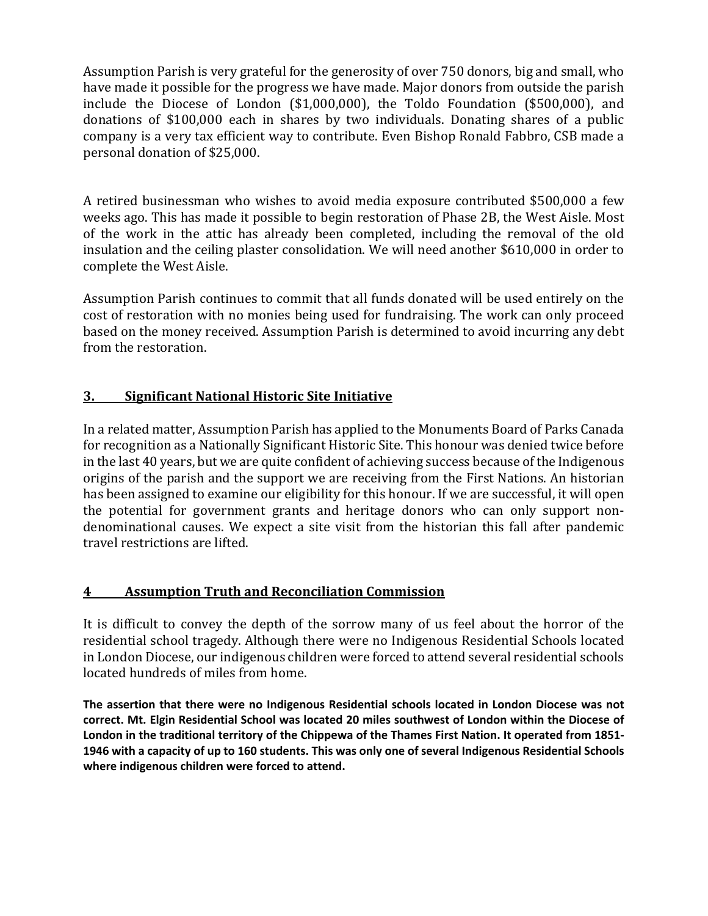Assumption Parish is very grateful for the generosity of over 750 donors, big and small, who have made it possible for the progress we have made. Major donors from outside the parish include the Diocese of London ($1,000,000), the Toldo Foundation ($500,000), and donations of $100,000 each in shares by two individuals. Donating shares of a public company is a very tax efficient way to contribute. Even Bishop Ronald Fabbro, CSB made a personal donation of $25,000.

A retired businessman who wishes to avoid media exposure contributed $500,000 a few weeks ago. This has made it possible to begin restoration of Phase 2B, the West Aisle. Most of the work in the attic has already been completed, including the removal of the old insulation and the ceiling plaster consolidation. We will need another $610,000 in order to complete the West Aisle.

Assumption Parish continues to commit that all funds donated will be used entirely on the cost of restoration with no monies being used for fundraising. The work can only proceed based on the money received. Assumption Parish is determined to avoid incurring any debt from the restoration.

## 3. Significant National Historic Site Initiative

In a related matter, Assumption Parish has applied to the Monuments Board of Parks Canada for recognition as a Nationally Significant Historic Site. This honour was denied twice before in the last 40 years, but we are quite confident of achieving success because of the Indigenous origins of the parish and the support we are receiving from the First Nations. An historian has been assigned to examine our eligibility for this honour. If we are successful, it will open the potential for government grants and heritage donors who can only support non-denominational causes. We expect a site visit from the historian this fall after pandemic travel restrictions are lifted.

## 4 Assumption Truth and Reconciliation Commission

It is difficult to convey the depth of the sorrow many of us feel about the horror of the residential school tragedy. Although there were no Indigenous Residential Schools located in London Diocese, our indigenous children were forced to attend several residential schools located hundreds of miles from home.

**The assertion that there were no Indigenous Residential schools located in London Diocese was not correct. Mt. Elgin Residential School was located 20 miles southwest of London within the Diocese of London in the traditional territory of the Chippewa of the Thames First Nation. It operated from 1851-1946 with a capacity of up to 160 students. This was only one of several Indigenous Residential Schools where indigenous children were forced to attend.**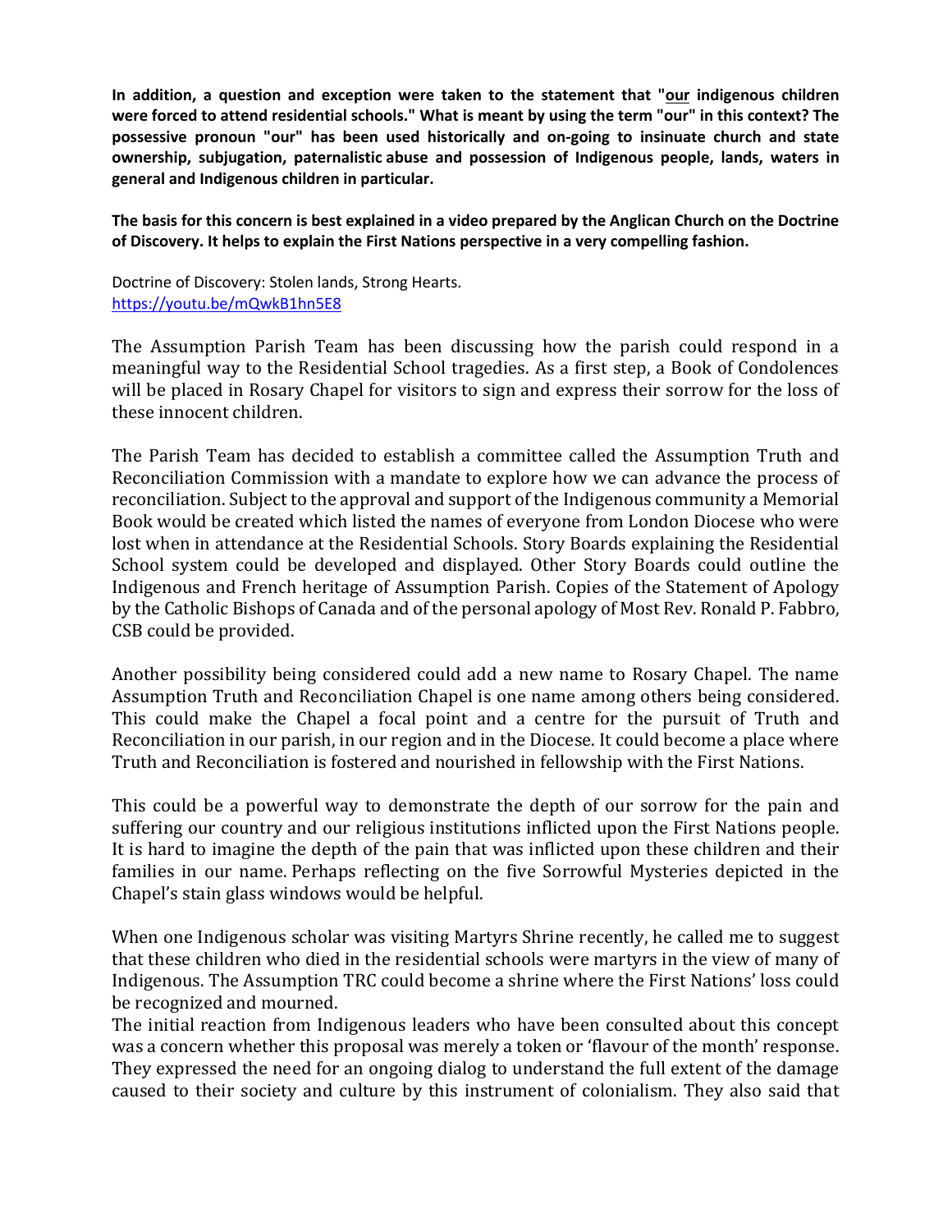**In addition, a question and exception were taken to the statement that "our indigenous children were forced to attend residential schools." What is meant by using the term "our" in this context? The possessive pronoun "our" has been used historically and on-going to insinuate church and state ownership, subjugation, paternalistic abuse and possession of Indigenous people, lands, waters in general and Indigenous children in particular.**

**The basis for this concern is best explained in a video prepared by the Anglican Church on the Doctrine of Discovery. It helps to explain the First Nations perspective in a very compelling fashion.**

Doctrine of Discovery: Stolen lands, Strong Hearts.
https://youtu.be/mQwkB1hn5E8

The Assumption Parish Team has been discussing how the parish could respond in a meaningful way to the Residential School tragedies. As a first step, a Book of Condolences will be placed in Rosary Chapel for visitors to sign and express their sorrow for the loss of these innocent children.

The Parish Team has decided to establish a committee called the Assumption Truth and Reconciliation Commission with a mandate to explore how we can advance the process of reconciliation. Subject to the approval and support of the Indigenous community a Memorial Book would be created which listed the names of everyone from London Diocese who were lost when in attendance at the Residential Schools. Story Boards explaining the Residential School system could be developed and displayed. Other Story Boards could outline the Indigenous and French heritage of Assumption Parish. Copies of the Statement of Apology by the Catholic Bishops of Canada and of the personal apology of Most Rev. Ronald P. Fabbro, CSB could be provided.

Another possibility being considered could add a new name to Rosary Chapel. The name Assumption Truth and Reconciliation Chapel is one name among others being considered. This could make the Chapel a focal point and a centre for the pursuit of Truth and Reconciliation in our parish, in our region and in the Diocese. It could become a place where Truth and Reconciliation is fostered and nourished in fellowship with the First Nations.

This could be a powerful way to demonstrate the depth of our sorrow for the pain and suffering our country and our religious institutions inflicted upon the First Nations people. It is hard to imagine the depth of the pain that was inflicted upon these children and their families in our name. Perhaps reflecting on the five Sorrowful Mysteries depicted in the Chapel's stain glass windows would be helpful.

When one Indigenous scholar was visiting Martyrs Shrine recently, he called me to suggest that these children who died in the residential schools were martyrs in the view of many of Indigenous. The Assumption TRC could become a shrine where the First Nations' loss could be recognized and mourned.

The initial reaction from Indigenous leaders who have been consulted about this concept was a concern whether this proposal was merely a token or 'flavour of the month' response. They expressed the need for an ongoing dialog to understand the full extent of the damage caused to their society and culture by this instrument of colonialism. They also said that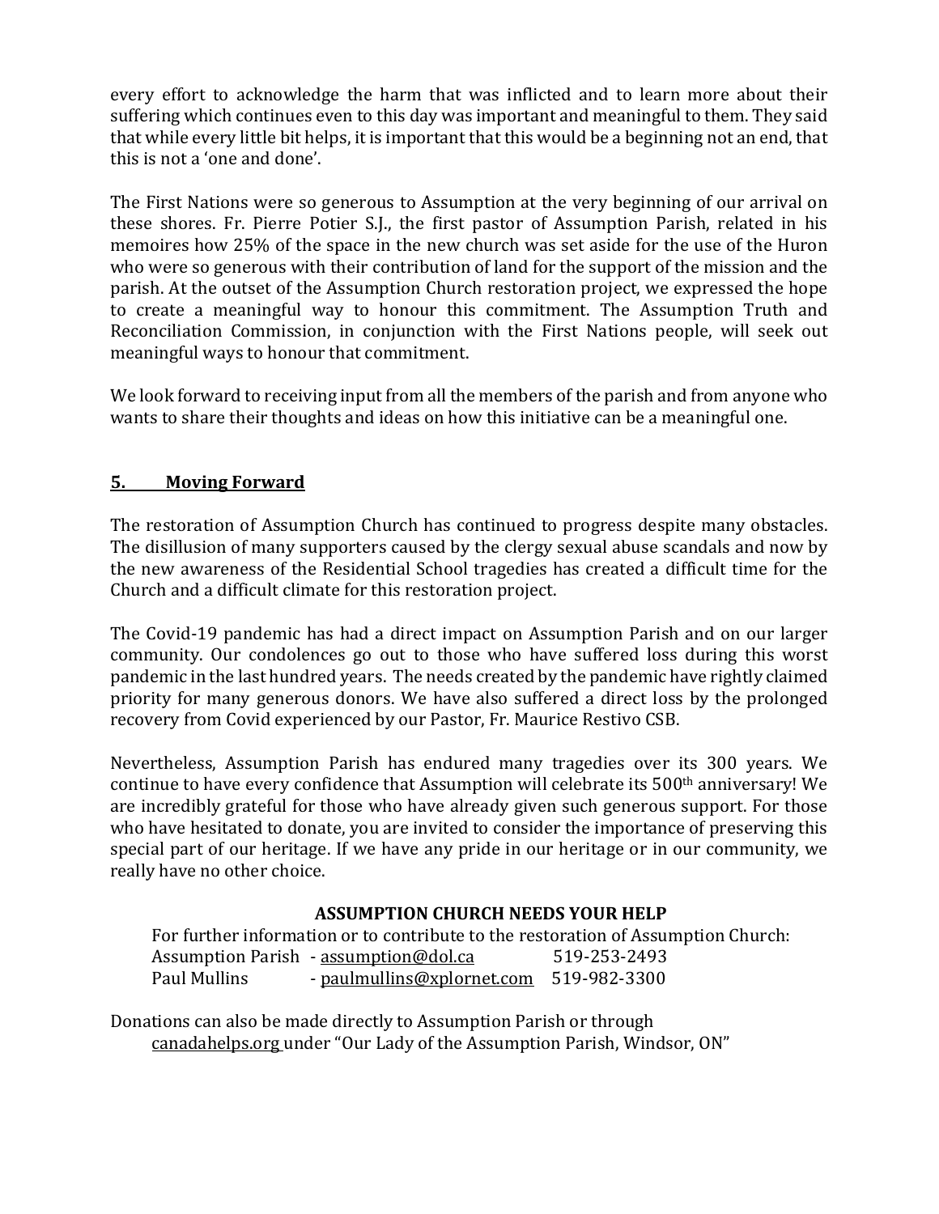every effort to acknowledge the harm that was inflicted and to learn more about their suffering which continues even to this day was important and meaningful to them. They said that while every little bit helps, it is important that this would be a beginning not an end, that this is not a 'one and done'.

The First Nations were so generous to Assumption at the very beginning of our arrival on these shores. Fr. Pierre Potier S.J., the first pastor of Assumption Parish, related in his memoires how 25% of the space in the new church was set aside for the use of the Huron who were so generous with their contribution of land for the support of the mission and the parish. At the outset of the Assumption Church restoration project, we expressed the hope to create a meaningful way to honour this commitment. The Assumption Truth and Reconciliation Commission, in conjunction with the First Nations people, will seek out meaningful ways to honour that commitment.

We look forward to receiving input from all the members of the parish and from anyone who wants to share their thoughts and ideas on how this initiative can be a meaningful one.

## **<u>5. Moving Forward</u>**

The restoration of Assumption Church has continued to progress despite many obstacles. The disillusion of many supporters caused by the clergy sexual abuse scandals and now by the new awareness of the Residential School tragedies has created a difficult time for the Church and a difficult climate for this restoration project.

The Covid-19 pandemic has had a direct impact on Assumption Parish and on our larger community. Our condolences go out to those who have suffered loss during this worst pandemic in the last hundred years. The needs created by the pandemic have rightly claimed priority for many generous donors. We have also suffered a direct loss by the prolonged recovery from Covid experienced by our Pastor, Fr. Maurice Restivo CSB.

Nevertheless, Assumption Parish has endured many tragedies over its 300 years. We continue to have every confidence that Assumption will celebrate its 500th anniversary! We are incredibly grateful for those who have already given such generous support. For those who have hesitated to donate, you are invited to consider the importance of preserving this special part of our heritage. If we have any pride in our heritage or in our community, we really have no other choice.

**ASSUMPTION CHURCH NEEDS YOUR HELP**

For further information or to contribute to the restoration of Assumption Church:

| | | |
|---|---|---|
| Assumption Parish | - assumption@dol.ca | 519-253-2493 |
| Paul Mullins | - paulmullins@xplornet.com | 519-982-3300 |

Donations can also be made directly to Assumption Parish or through canadahelps.org under "Our Lady of the Assumption Parish, Windsor, ON"